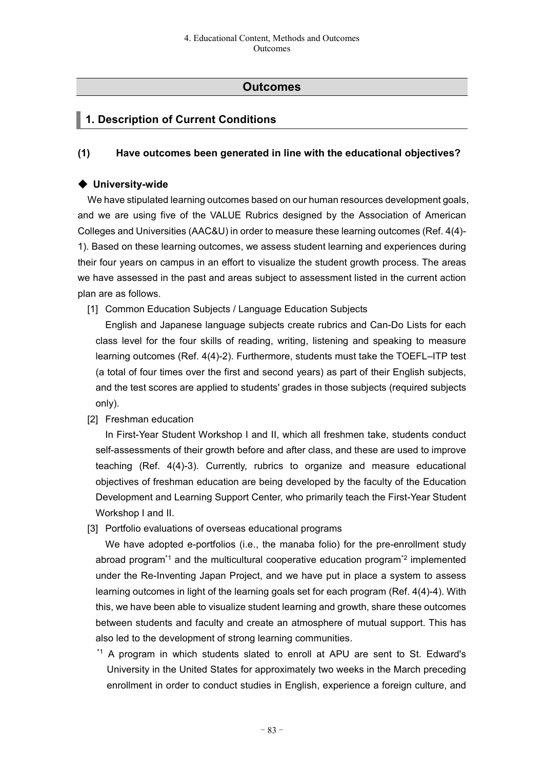# Outcomes

## 1. Description of Current Conditions

### (1) Have outcomes been generated in line with the educational objectives?

**◆ University-wide**

We have stipulated learning outcomes based on our human resources development goals, and we are using five of the VALUE Rubrics designed by the Association of American Colleges and Universities (AAC&U) in order to measure these learning outcomes (Ref. 4(4)-1). Based on these learning outcomes, we assess student learning and experiences during their four years on campus in an effort to visualize the student growth process. The areas we have assessed in the past and areas subject to assessment listed in the current action plan are as follows.

[1] Common Education Subjects / Language Education Subjects

English and Japanese language subjects create rubrics and Can-Do Lists for each class level for the four skills of reading, writing, listening and speaking to measure learning outcomes (Ref. 4(4)-2). Furthermore, students must take the TOEFL–ITP test (a total of four times over the first and second years) as part of their English subjects, and the test scores are applied to students' grades in those subjects (required subjects only).

[2] Freshman education

In First-Year Student Workshop I and II, which all freshmen take, students conduct self-assessments of their growth before and after class, and these are used to improve teaching (Ref. 4(4)-3). Currently, rubrics to organize and measure educational objectives of freshman education are being developed by the faculty of the Education Development and Learning Support Center, who primarily teach the First-Year Student Workshop I and II.

[3] Portfolio evaluations of overseas educational programs

We have adopted e-portfolios (i.e., the manaba folio) for the pre-enrollment study abroad program[*1] and the multicultural cooperative education program[*2] implemented under the Re-Inventing Japan Project, and we have put in place a system to assess learning outcomes in light of the learning goals set for each program (Ref. 4(4)-4). With this, we have been able to visualize student learning and growth, share these outcomes between students and faculty and create an atmosphere of mutual support. This has also led to the development of strong learning communities.

[*1] A program in which students slated to enroll at APU are sent to St. Edward's University in the United States for approximately two weeks in the March preceding enrollment in order to conduct studies in English, experience a foreign culture, and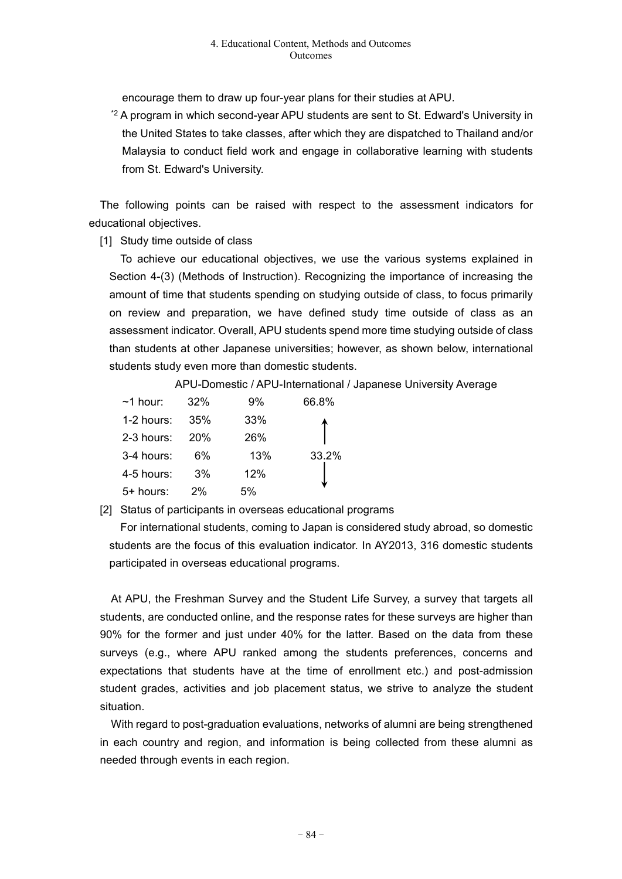encourage them to draw up four-year plans for their studies at APU.

[*2] A program in which second-year APU students are sent to St. Edward's University in the United States to take classes, after which they are dispatched to Thailand and/or Malaysia to conduct field work and engage in collaborative learning with students from St. Edward's University.

The following points can be raised with respect to the assessment indicators for educational objectives.

[1] Study time outside of class

To achieve our educational objectives, we use the various systems explained in Section 4-(3) (Methods of Instruction). Recognizing the importance of increasing the amount of time that students spending on studying outside of class, to focus primarily on review and preparation, we have defined study time outside of class as an assessment indicator. Overall, APU students spend more time studying outside of class than students at other Japanese universities; however, as shown below, international students study even more than domestic students.

| | APU-Domestic | APU-International | Japanese University Average |
|---|---|---|---|
| ~1 hour: | 32% | 9% | 66.8% |
| 1-2 hours: | 35% | 33% | ↑ |
| 2-3 hours: | 20% | 26% | |
| 3-4 hours: | 6% | 13% | 33.2% |
| 4-5 hours: | 3% | 12% | |
| 5+ hours: | 2% | 5% | ↓ |

[2] Status of participants in overseas educational programs

For international students, coming to Japan is considered study abroad, so domestic students are the focus of this evaluation indicator. In AY2013, 316 domestic students participated in overseas educational programs.

At APU, the Freshman Survey and the Student Life Survey, a survey that targets all students, are conducted online, and the response rates for these surveys are higher than 90% for the former and just under 40% for the latter. Based on the data from these surveys (e.g., where APU ranked among the students preferences, concerns and expectations that students have at the time of enrollment etc.) and post-admission student grades, activities and job placement status, we strive to analyze the student situation.

With regard to post-graduation evaluations, networks of alumni are being strengthened in each country and region, and information is being collected from these alumni as needed through events in each region.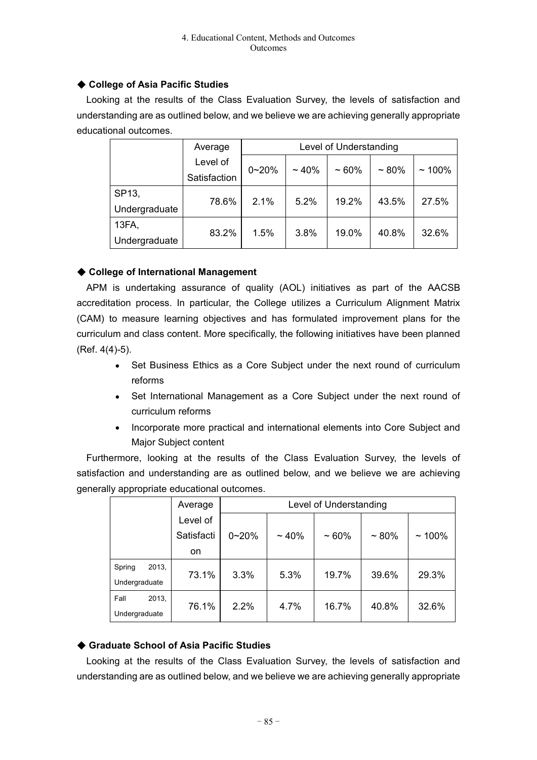### ◆ College of Asia Pacific Studies

Looking at the results of the Class Evaluation Survey, the levels of satisfaction and understanding are as outlined below, and we believe we are achieving generally appropriate educational outcomes.

| | Average Level of Satisfaction | Level of Understanding | | | | |
|---|---|---|---|---|---|---|
| | | 0~20% | ~ 40% | ~ 60% | ~ 80% | ~ 100% |
| SP13, Undergraduate | 78.6% | 2.1% | 5.2% | 19.2% | 43.5% | 27.5% |
| 13FA, Undergraduate | 83.2% | 1.5% | 3.8% | 19.0% | 40.8% | 32.6% |

### ◆ College of International Management

APM is undertaking assurance of quality (AOL) initiatives as part of the AACSB accreditation process. In particular, the College utilizes a Curriculum Alignment Matrix (CAM) to measure learning objectives and has formulated improvement plans for the curriculum and class content. More specifically, the following initiatives have been planned (Ref. 4(4)-5).

- Set Business Ethics as a Core Subject under the next round of curriculum reforms
- Set International Management as a Core Subject under the next round of curriculum reforms
- Incorporate more practical and international elements into Core Subject and Major Subject content

Furthermore, looking at the results of the Class Evaluation Survey, the levels of satisfaction and understanding are as outlined below, and we believe we are achieving generally appropriate educational outcomes.

| | Average Level of Satisfaction | Level of Understanding | | | | |
|---|---|---|---|---|---|---|
| | | 0~20% | ~ 40% | ~ 60% | ~ 80% | ~ 100% |
| Spring 2013, Undergraduate | 73.1% | 3.3% | 5.3% | 19.7% | 39.6% | 29.3% |
| Fall 2013, Undergraduate | 76.1% | 2.2% | 4.7% | 16.7% | 40.8% | 32.6% |

### ◆ Graduate School of Asia Pacific Studies

Looking at the results of the Class Evaluation Survey, the levels of satisfaction and understanding are as outlined below, and we believe we are achieving generally appropriate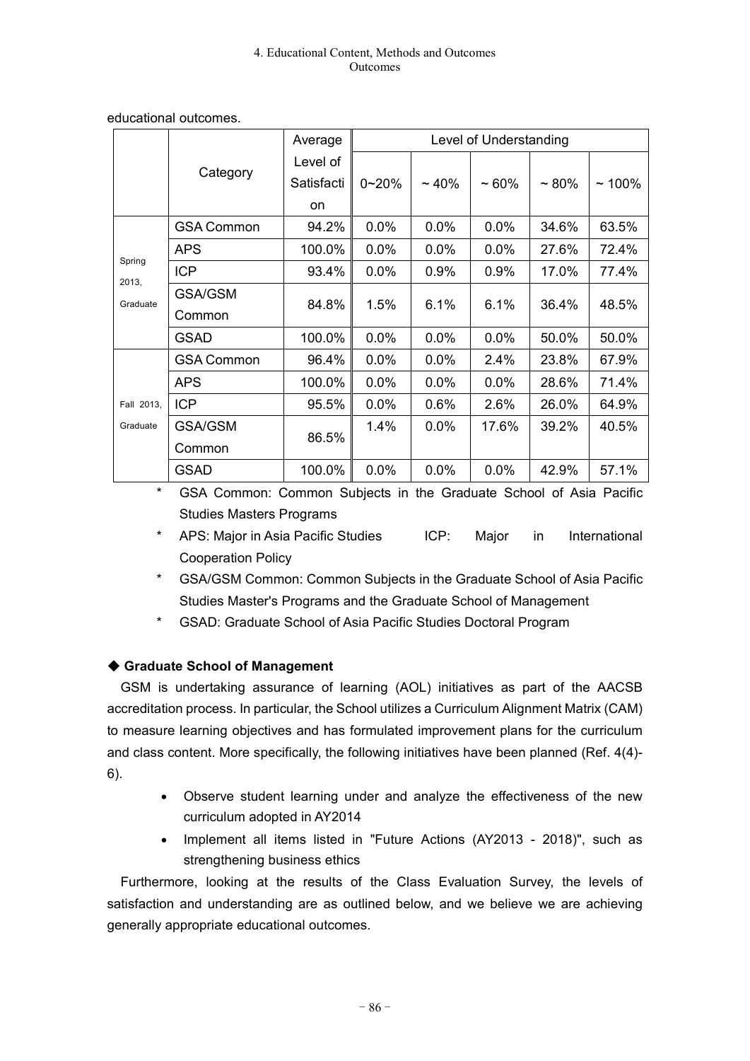educational outcomes.

| | Category | Average Level of Satisfaction | Level of Understanding | | | | |
|---|---|---|---|---|---|---|---|
| | | | 0~20% | ~ 40% | ~ 60% | ~ 80% | ~ 100% |
| Spring 2013, Graduate | GSA Common | 94.2% | 0.0% | 0.0% | 0.0% | 34.6% | 63.5% |
| | APS | 100.0% | 0.0% | 0.0% | 0.0% | 27.6% | 72.4% |
| | ICP | 93.4% | 0.0% | 0.9% | 0.9% | 17.0% | 77.4% |
| | GSA/GSM Common | 84.8% | 1.5% | 6.1% | 6.1% | 36.4% | 48.5% |
| | GSAD | 100.0% | 0.0% | 0.0% | 0.0% | 50.0% | 50.0% |
| Fall 2013, Graduate | GSA Common | 96.4% | 0.0% | 0.0% | 2.4% | 23.8% | 67.9% |
| | APS | 100.0% | 0.0% | 0.0% | 0.0% | 28.6% | 71.4% |
| | ICP | 95.5% | 0.0% | 0.6% | 2.6% | 26.0% | 64.9% |
| | GSA/GSM Common | 86.5% | 1.4% | 0.0% | 17.6% | 39.2% | 40.5% |
| | GSAD | 100.0% | 0.0% | 0.0% | 0.0% | 42.9% | 57.1% |

* GSA Common: Common Subjects in the Graduate School of Asia Pacific Studies Masters Programs
* APS: Major in Asia Pacific Studies ICP: Major in International Cooperation Policy
* GSA/GSM Common: Common Subjects in the Graduate School of Asia Pacific Studies Master's Programs and the Graduate School of Management
* GSAD: Graduate School of Asia Pacific Studies Doctoral Program

### ◆ Graduate School of Management

GSM is undertaking assurance of learning (AOL) initiatives as part of the AACSB accreditation process. In particular, the School utilizes a Curriculum Alignment Matrix (CAM) to measure learning objectives and has formulated improvement plans for the curriculum and class content. More specifically, the following initiatives have been planned (Ref. 4(4)-6).

- Observe student learning under and analyze the effectiveness of the new curriculum adopted in AY2014
- Implement all items listed in "Future Actions (AY2013 - 2018)", such as strengthening business ethics

Furthermore, looking at the results of the Class Evaluation Survey, the levels of satisfaction and understanding are as outlined below, and we believe we are achieving generally appropriate educational outcomes.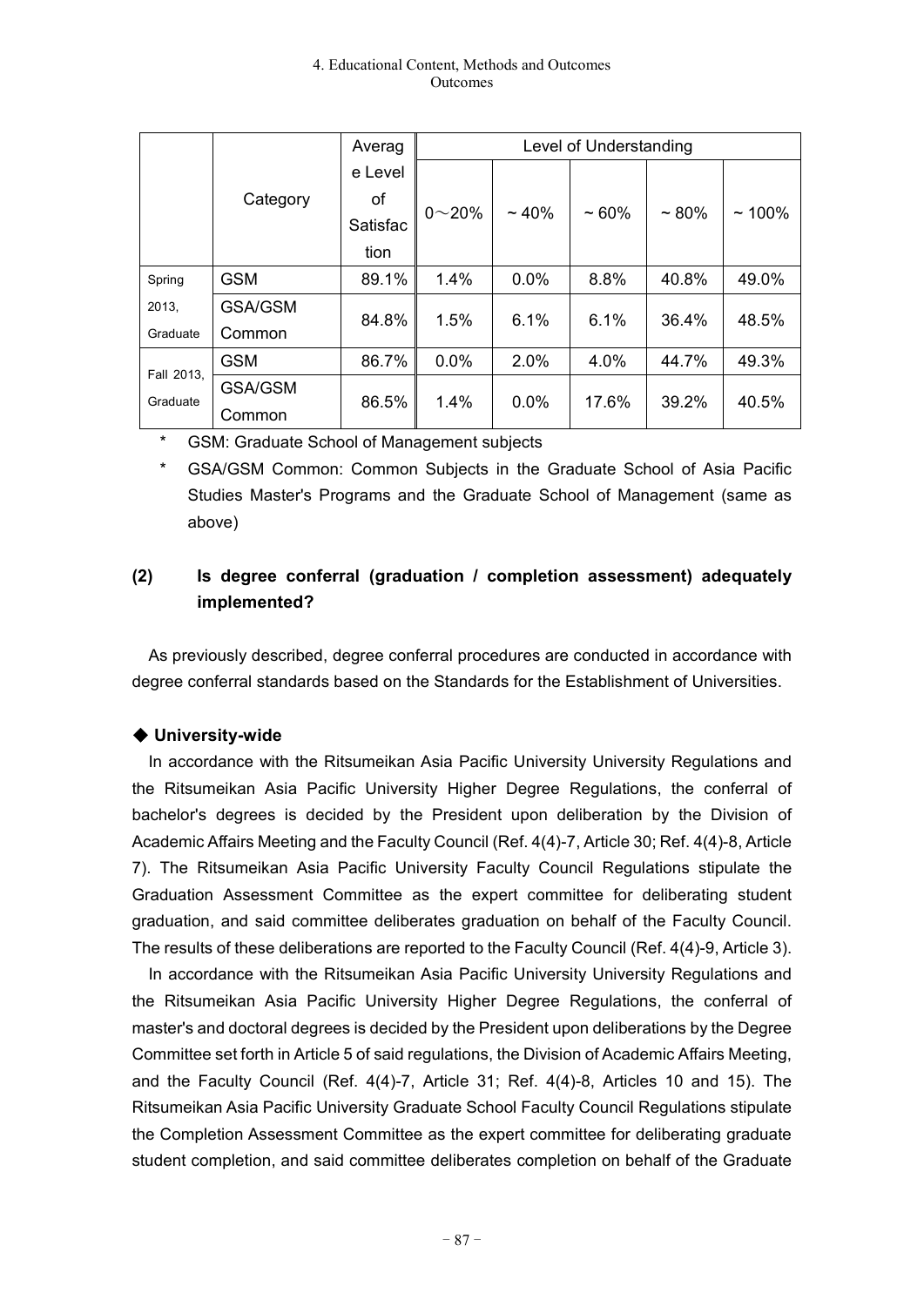|  | Category | Average Level of Satisfaction | Level of Understanding | | | | |
|---|---|---|---|---|---|---|---|
|  |  |  | 0～20% | ~40% | ~60% | ~80% | ~100% |
| Spring 2013, Graduate | GSM | 89.1% | 1.4% | 0.0% | 8.8% | 40.8% | 49.0% |
|  | GSA/GSM Common | 84.8% | 1.5% | 6.1% | 6.1% | 36.4% | 48.5% |
| Fall 2013, Graduate | GSM | 86.7% | 0.0% | 2.0% | 4.0% | 44.7% | 49.3% |
|  | GSA/GSM Common | 86.5% | 1.4% | 0.0% | 17.6% | 39.2% | 40.5% |

* GSM: Graduate School of Management subjects
* GSA/GSM Common: Common Subjects in the Graduate School of Asia Pacific Studies Master's Programs and the Graduate School of Management (same as above)

### (2) Is degree conferral (graduation / completion assessment) adequately implemented?

As previously described, degree conferral procedures are conducted in accordance with degree conferral standards based on the Standards for the Establishment of Universities.

#### ◆ University-wide

In accordance with the Ritsumeikan Asia Pacific University University Regulations and the Ritsumeikan Asia Pacific University Higher Degree Regulations, the conferral of bachelor's degrees is decided by the President upon deliberation by the Division of Academic Affairs Meeting and the Faculty Council (Ref. 4(4)-7, Article 30; Ref. 4(4)-8, Article 7). The Ritsumeikan Asia Pacific University Faculty Council Regulations stipulate the Graduation Assessment Committee as the expert committee for deliberating student graduation, and said committee deliberates graduation on behalf of the Faculty Council. The results of these deliberations are reported to the Faculty Council (Ref. 4(4)-9, Article 3).

In accordance with the Ritsumeikan Asia Pacific University University Regulations and the Ritsumeikan Asia Pacific University Higher Degree Regulations, the conferral of master's and doctoral degrees is decided by the President upon deliberations by the Degree Committee set forth in Article 5 of said regulations, the Division of Academic Affairs Meeting, and the Faculty Council (Ref. 4(4)-7, Article 31; Ref. 4(4)-8, Articles 10 and 15). The Ritsumeikan Asia Pacific University Graduate School Faculty Council Regulations stipulate the Completion Assessment Committee as the expert committee for deliberating graduate student completion, and said committee deliberates completion on behalf of the Graduate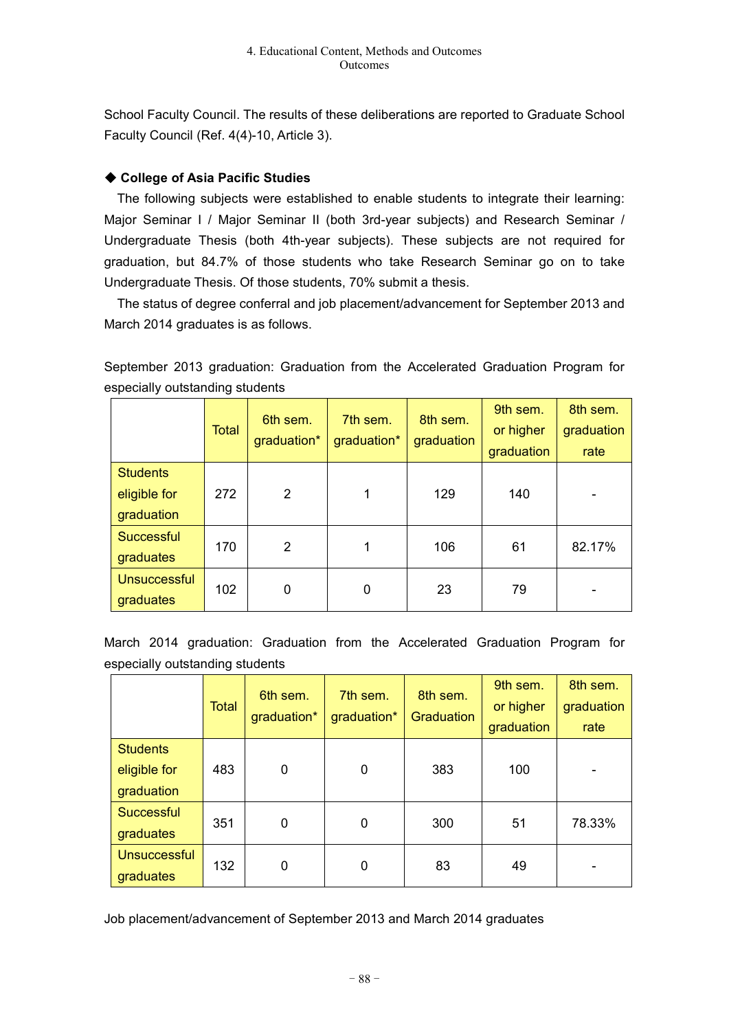School Faculty Council. The results of these deliberations are reported to Graduate School Faculty Council (Ref. 4(4)-10, Article 3).

### ◆ College of Asia Pacific Studies

The following subjects were established to enable students to integrate their learning: Major Seminar I / Major Seminar II (both 3rd-year subjects) and Research Seminar / Undergraduate Thesis (both 4th-year subjects). These subjects are not required for graduation, but 84.7% of those students who take Research Seminar go on to take Undergraduate Thesis. Of those students, 70% submit a thesis.

The status of degree conferral and job placement/advancement for September 2013 and March 2014 graduates is as follows.

September 2013 graduation: Graduation from the Accelerated Graduation Program for especially outstanding students

| | Total | 6th sem. graduation* | 7th sem. graduation* | 8th sem. graduation | 9th sem. or higher graduation | 8th sem. graduation rate |
|---|---|---|---|---|---|---|
| Students eligible for graduation | 272 | 2 | 1 | 129 | 140 | - |
| Successful graduates | 170 | 2 | 1 | 106 | 61 | 82.17% |
| Unsuccessful graduates | 102 | 0 | 0 | 23 | 79 | - |

March 2014 graduation: Graduation from the Accelerated Graduation Program for especially outstanding students

| | Total | 6th sem. graduation* | 7th sem. graduation* | 8th sem. Graduation | 9th sem. or higher graduation | 8th sem. graduation rate |
|---|---|---|---|---|---|---|
| Students eligible for graduation | 483 | 0 | 0 | 383 | 100 | - |
| Successful graduates | 351 | 0 | 0 | 300 | 51 | 78.33% |
| Unsuccessful graduates | 132 | 0 | 0 | 83 | 49 | - |

Job placement/advancement of September 2013 and March 2014 graduates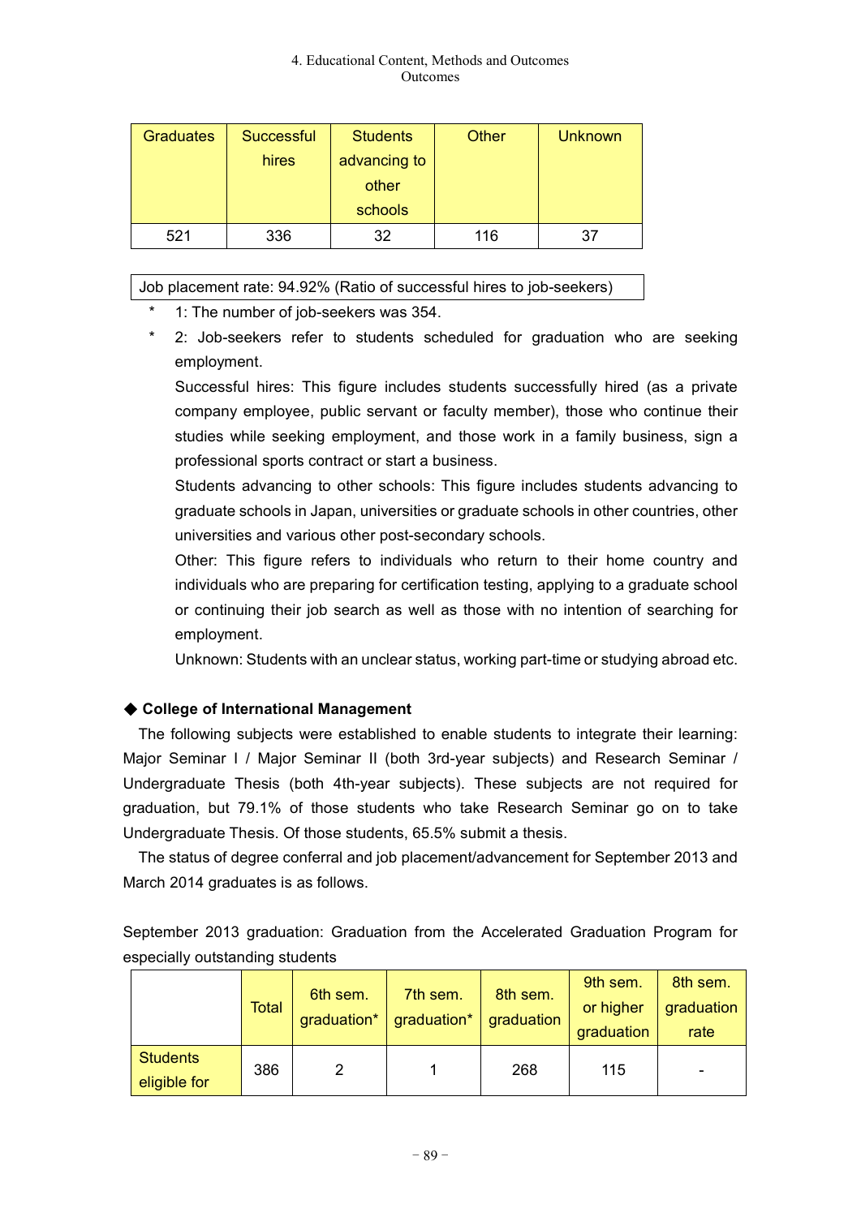| Graduates | Successful hires | Students advancing to other schools | Other | Unknown |
|---|---|---|---|---|
| 521 | 336 | 32 | 116 | 37 |

Job placement rate: 94.92% (Ratio of successful hires to job-seekers)

- \* 1: The number of job-seekers was 354.
- \* 2: Job-seekers refer to students scheduled for graduation who are seeking employment.

  Successful hires: This figure includes students successfully hired (as a private company employee, public servant or faculty member), those who continue their studies while seeking employment, and those work in a family business, sign a professional sports contract or start a business.

  Students advancing to other schools: This figure includes students advancing to graduate schools in Japan, universities or graduate schools in other countries, other universities and various other post-secondary schools.

  Other: This figure refers to individuals who return to their home country and individuals who are preparing for certification testing, applying to a graduate school or continuing their job search as well as those with no intention of searching for employment.

  Unknown: Students with an unclear status, working part-time or studying abroad etc.

**◆ College of International Management**

The following subjects were established to enable students to integrate their learning: Major Seminar I / Major Seminar II (both 3rd-year subjects) and Research Seminar / Undergraduate Thesis (both 4th-year subjects). These subjects are not required for graduation, but 79.1% of those students who take Research Seminar go on to take Undergraduate Thesis. Of those students, 65.5% submit a thesis.

The status of degree conferral and job placement/advancement for September 2013 and March 2014 graduates is as follows.

September 2013 graduation: Graduation from the Accelerated Graduation Program for especially outstanding students

| | Total | 6th sem. graduation* | 7th sem. graduation* | 8th sem. graduation | 9th sem. or higher graduation | 8th sem. graduation rate |
|---|---|---|---|---|---|---|
| Students eligible for | 386 | 2 | 1 | 268 | 115 | - |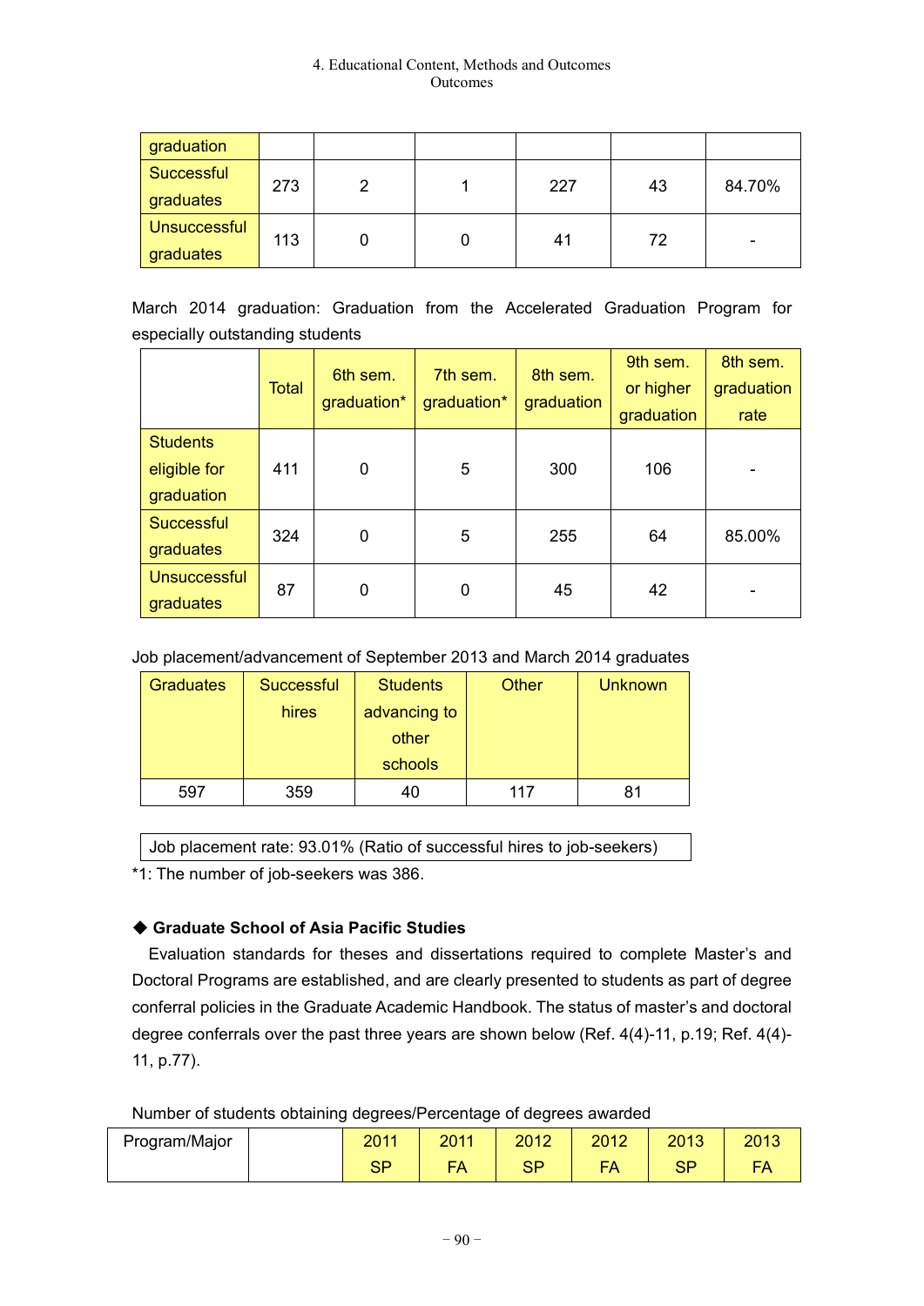| graduation | | | | | | |
|---|---|---|---|---|---|---|
| Successful graduates | 273 | 2 | 1 | 227 | 43 | 84.70% |
| Unsuccessful graduates | 113 | 0 | 0 | 41 | 72 | - |

March 2014 graduation: Graduation from the Accelerated Graduation Program for especially outstanding students

| | Total | 6th sem. graduation* | 7th sem. graduation* | 8th sem. graduation | 9th sem. or higher graduation | 8th sem. graduation rate |
|---|---|---|---|---|---|---|
| Students eligible for graduation | 411 | 0 | 5 | 300 | 106 | - |
| Successful graduates | 324 | 0 | 5 | 255 | 64 | 85.00% |
| Unsuccessful graduates | 87 | 0 | 0 | 45 | 42 | - |

Job placement/advancement of September 2013 and March 2014 graduates

| Graduates | Successful hires | Students advancing to other schools | Other | Unknown |
|---|---|---|---|---|
| 597 | 359 | 40 | 117 | 81 |

Job placement rate: 93.01% (Ratio of successful hires to job-seekers)

*1: The number of job-seekers was 386.

### ◆ Graduate School of Asia Pacific Studies

Evaluation standards for theses and dissertations required to complete Master's and Doctoral Programs are established, and are clearly presented to students as part of degree conferral policies in the Graduate Academic Handbook. The status of master's and doctoral degree conferrals over the past three years are shown below (Ref. 4(4)-11, p.19; Ref. 4(4)-11, p.77).

Number of students obtaining degrees/Percentage of degrees awarded

| Program/Major | | 2011 SP | 2011 FA | 2012 SP | 2012 FA | 2013 SP | 2013 FA |
|---|---|---|---|---|---|---|---|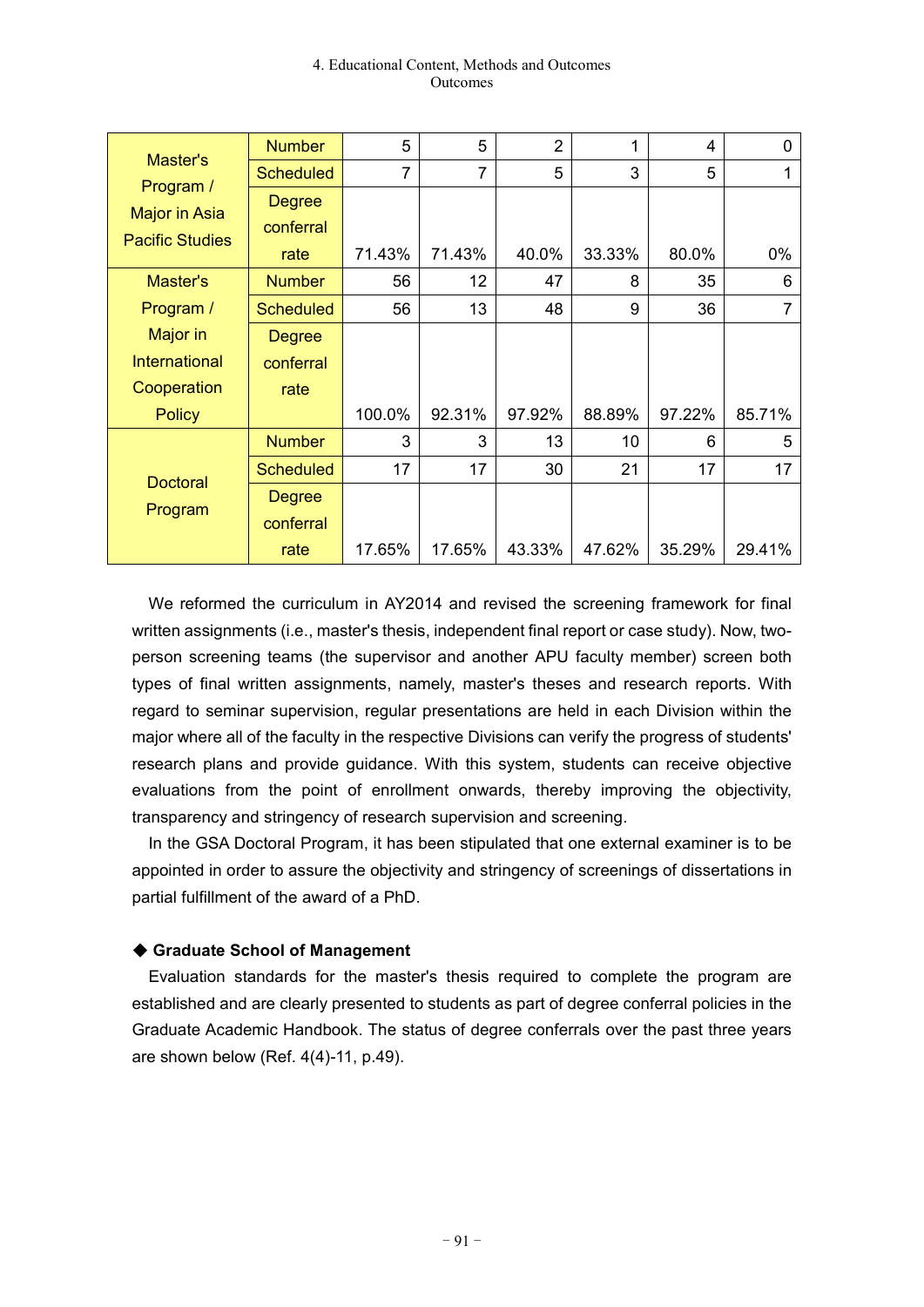| | | | | | | | |
|---|---|---|---|---|---|---|---|
| Master's Program / Major in Asia Pacific Studies | Number | 5 | 5 | 2 | 1 | 4 | 0 |
| | Scheduled | 7 | 7 | 5 | 3 | 5 | 1 |
| | Degree conferral rate | 71.43% | 71.43% | 40.0% | 33.33% | 80.0% | 0% |
| Master's Program / Major in International Cooperation Policy | Number | 56 | 12 | 47 | 8 | 35 | 6 |
| | Scheduled | 56 | 13 | 48 | 9 | 36 | 7 |
| | Degree conferral rate | 100.0% | 92.31% | 97.92% | 88.89% | 97.22% | 85.71% |
| Doctoral Program | Number | 3 | 3 | 13 | 10 | 6 | 5 |
| | Scheduled | 17 | 17 | 30 | 21 | 17 | 17 |
| | Degree conferral rate | 17.65% | 17.65% | 43.33% | 47.62% | 35.29% | 29.41% |

We reformed the curriculum in AY2014 and revised the screening framework for final written assignments (i.e., master's thesis, independent final report or case study). Now, two-person screening teams (the supervisor and another APU faculty member) screen both types of final written assignments, namely, master's theses and research reports. With regard to seminar supervision, regular presentations are held in each Division within the major where all of the faculty in the respective Divisions can verify the progress of students' research plans and provide guidance. With this system, students can receive objective evaluations from the point of enrollment onwards, thereby improving the objectivity, transparency and stringency of research supervision and screening.

In the GSA Doctoral Program, it has been stipulated that one external examiner is to be appointed in order to assure the objectivity and stringency of screenings of dissertations in partial fulfillment of the award of a PhD.

### ◆ Graduate School of Management

Evaluation standards for the master's thesis required to complete the program are established and are clearly presented to students as part of degree conferral policies in the Graduate Academic Handbook. The status of degree conferrals over the past three years are shown below (Ref. 4(4)-11, p.49).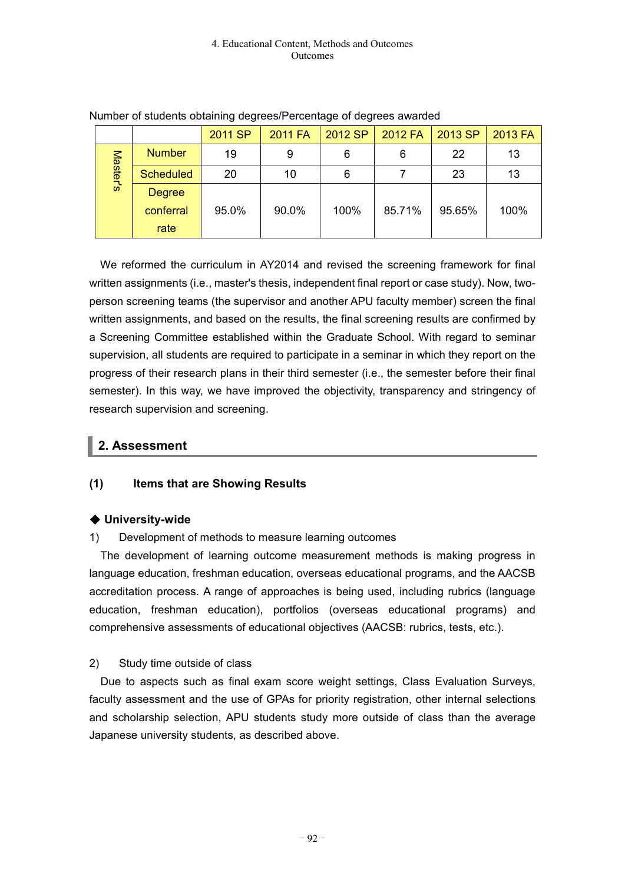Number of students obtaining degrees/Percentage of degrees awarded

| | | 2011 SP | 2011 FA | 2012 SP | 2012 FA | 2013 SP | 2013 FA |
|---|---|---|---|---|---|---|---|
| Master's | Number | 19 | 9 | 6 | 6 | 22 | 13 |
| | Scheduled | 20 | 10 | 6 | 7 | 23 | 13 |
| | Degree conferral rate | 95.0% | 90.0% | 100% | 85.71% | 95.65% | 100% |

We reformed the curriculum in AY2014 and revised the screening framework for final written assignments (i.e., master's thesis, independent final report or case study). Now, two-person screening teams (the supervisor and another APU faculty member) screen the final written assignments, and based on the results, the final screening results are confirmed by a Screening Committee established within the Graduate School. With regard to seminar supervision, all students are required to participate in a seminar in which they report on the progress of their research plans in their third semester (i.e., the semester before their final semester). In this way, we have improved the objectivity, transparency and stringency of research supervision and screening.

## 2. Assessment

### (1) Items that are Showing Results

**◆ University-wide**

1) Development of methods to measure learning outcomes

The development of learning outcome measurement methods is making progress in language education, freshman education, overseas educational programs, and the AACSB accreditation process. A range of approaches is being used, including rubrics (language education, freshman education), portfolios (overseas educational programs) and comprehensive assessments of educational objectives (AACSB: rubrics, tests, etc.).

2) Study time outside of class

Due to aspects such as final exam score weight settings, Class Evaluation Surveys, faculty assessment and the use of GPAs for priority registration, other internal selections and scholarship selection, APU students study more outside of class than the average Japanese university students, as described above.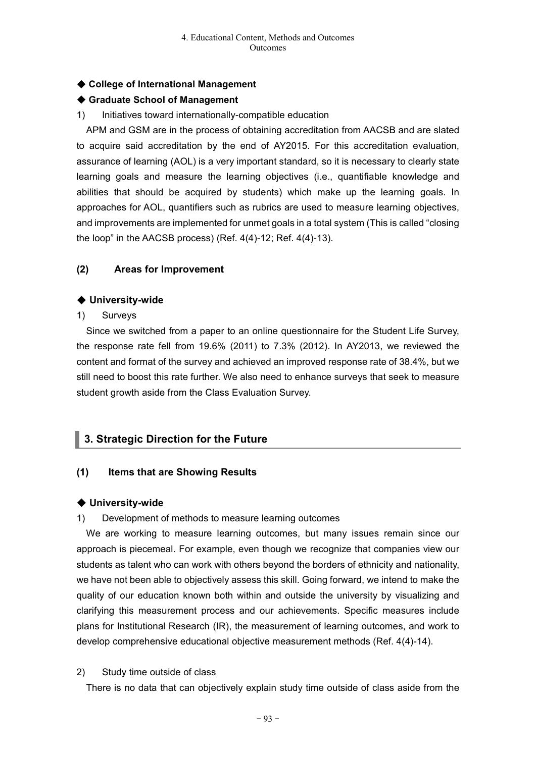### ◆ College of International Management

### ◆ Graduate School of Management

1) Initiatives toward internationally-compatible education

APM and GSM are in the process of obtaining accreditation from AACSB and are slated to acquire said accreditation by the end of AY2015. For this accreditation evaluation, assurance of learning (AOL) is a very important standard, so it is necessary to clearly state learning goals and measure the learning objectives (i.e., quantifiable knowledge and abilities that should be acquired by students) which make up the learning goals. In approaches for AOL, quantifiers such as rubrics are used to measure learning objectives, and improvements are implemented for unmet goals in a total system (This is called "closing the loop" in the AACSB process) (Ref. 4(4)-12; Ref. 4(4)-13).

## (2) Areas for Improvement

### ◆ University-wide

1) Surveys

Since we switched from a paper to an online questionnaire for the Student Life Survey, the response rate fell from 19.6% (2011) to 7.3% (2012). In AY2013, we reviewed the content and format of the survey and achieved an improved response rate of 38.4%, but we still need to boost this rate further. We also need to enhance surveys that seek to measure student growth aside from the Class Evaluation Survey.

# 3. Strategic Direction for the Future

## (1) Items that are Showing Results

### ◆ University-wide

1) Development of methods to measure learning outcomes

We are working to measure learning outcomes, but many issues remain since our approach is piecemeal. For example, even though we recognize that companies view our students as talent who can work with others beyond the borders of ethnicity and nationality, we have not been able to objectively assess this skill. Going forward, we intend to make the quality of our education known both within and outside the university by visualizing and clarifying this measurement process and our achievements. Specific measures include plans for Institutional Research (IR), the measurement of learning outcomes, and work to develop comprehensive educational objective measurement methods (Ref. 4(4)-14).

2) Study time outside of class

There is no data that can objectively explain study time outside of class aside from the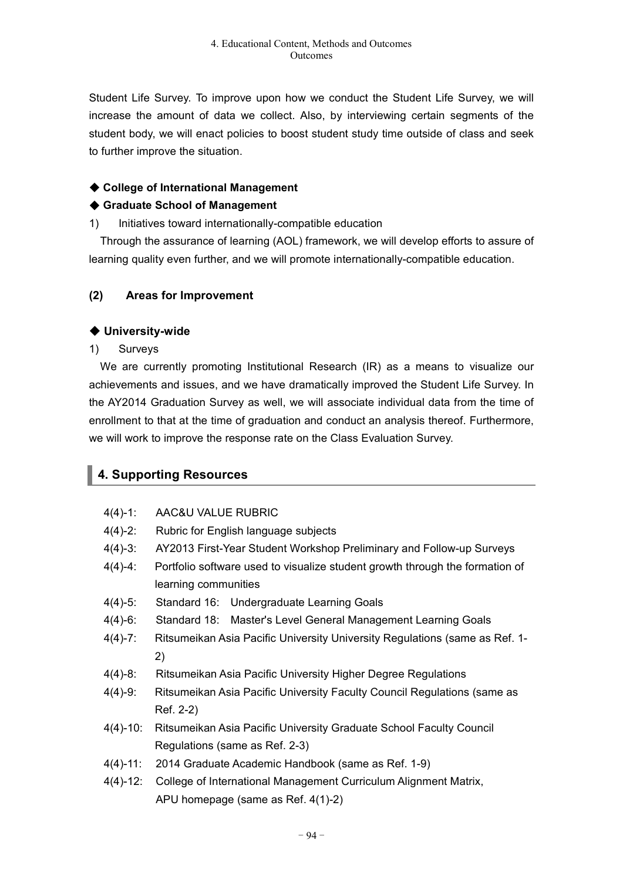Student Life Survey. To improve upon how we conduct the Student Life Survey, we will increase the amount of data we collect. Also, by interviewing certain segments of the student body, we will enact policies to boost student study time outside of class and seek to further improve the situation.

◆ **College of International Management**

◆ **Graduate School of Management**

1) Initiatives toward internationally-compatible education

Through the assurance of learning (AOL) framework, we will develop efforts to assure of learning quality even further, and we will promote internationally-compatible education.

### (2) Areas for Improvement

◆ **University-wide**

1) Surveys

We are currently promoting Institutional Research (IR) as a means to visualize our achievements and issues, and we have dramatically improved the Student Life Survey. In the AY2014 Graduation Survey as well, we will associate individual data from the time of enrollment to that at the time of graduation and conduct an analysis thereof. Furthermore, we will work to improve the response rate on the Class Evaluation Survey.

## 4. Supporting Resources

- 4(4)-1: AAC&U VALUE RUBRIC
- 4(4)-2: Rubric for English language subjects
- 4(4)-3: AY2013 First-Year Student Workshop Preliminary and Follow-up Surveys
- 4(4)-4: Portfolio software used to visualize student growth through the formation of learning communities
- 4(4)-5: Standard 16: Undergraduate Learning Goals
- 4(4)-6: Standard 18: Master's Level General Management Learning Goals
- 4(4)-7: Ritsumeikan Asia Pacific University University Regulations (same as Ref. 1-2)
- 4(4)-8: Ritsumeikan Asia Pacific University Higher Degree Regulations
- 4(4)-9: Ritsumeikan Asia Pacific University Faculty Council Regulations (same as Ref. 2-2)
- 4(4)-10: Ritsumeikan Asia Pacific University Graduate School Faculty Council Regulations (same as Ref. 2-3)
- 4(4)-11: 2014 Graduate Academic Handbook (same as Ref. 1-9)
- 4(4)-12: College of International Management Curriculum Alignment Matrix, APU homepage (same as Ref. 4(1)-2)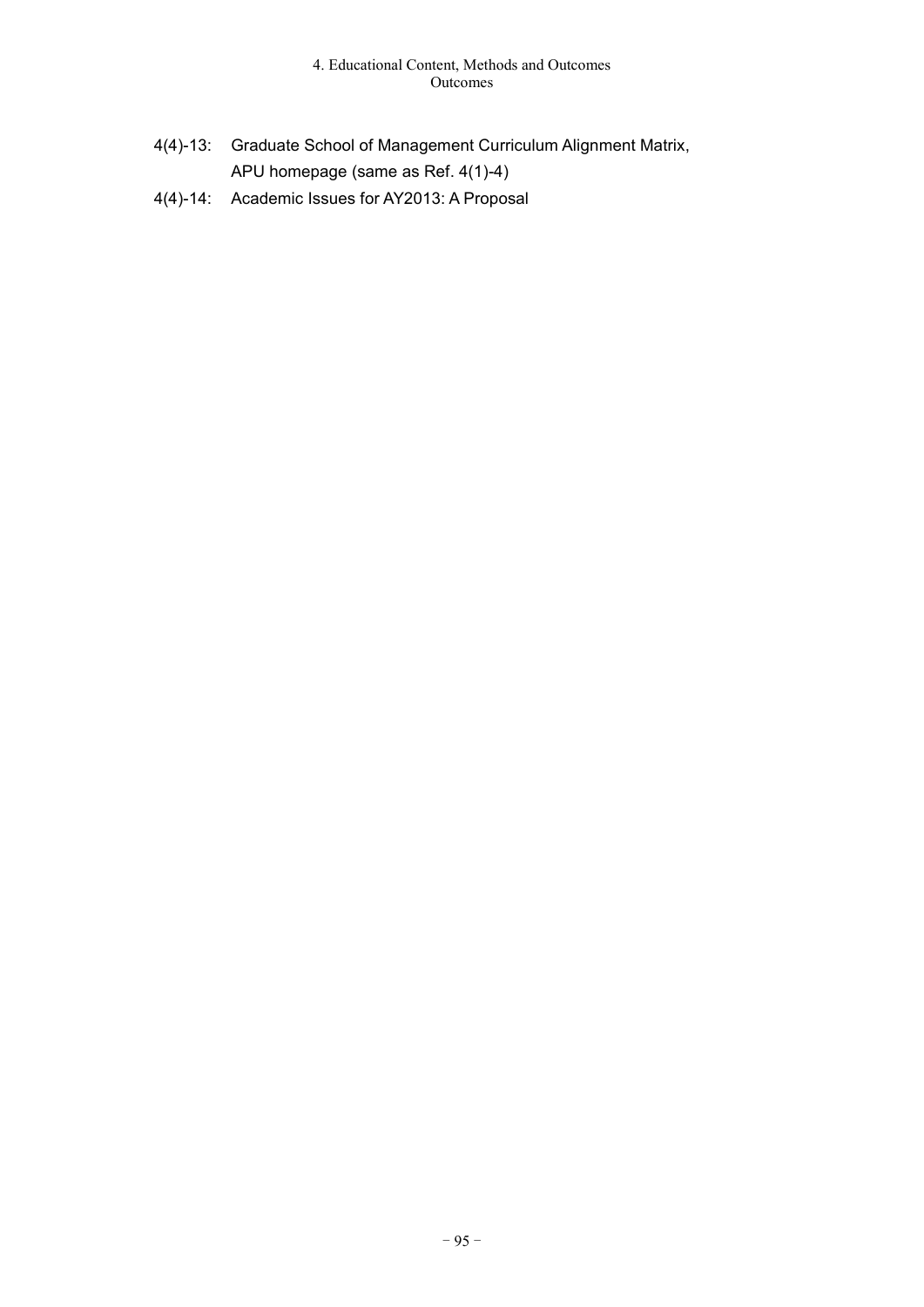4(4)-13: Graduate School of Management Curriculum Alignment Matrix, APU homepage (same as Ref. 4(1)-4)

4(4)-14: Academic Issues for AY2013: A Proposal